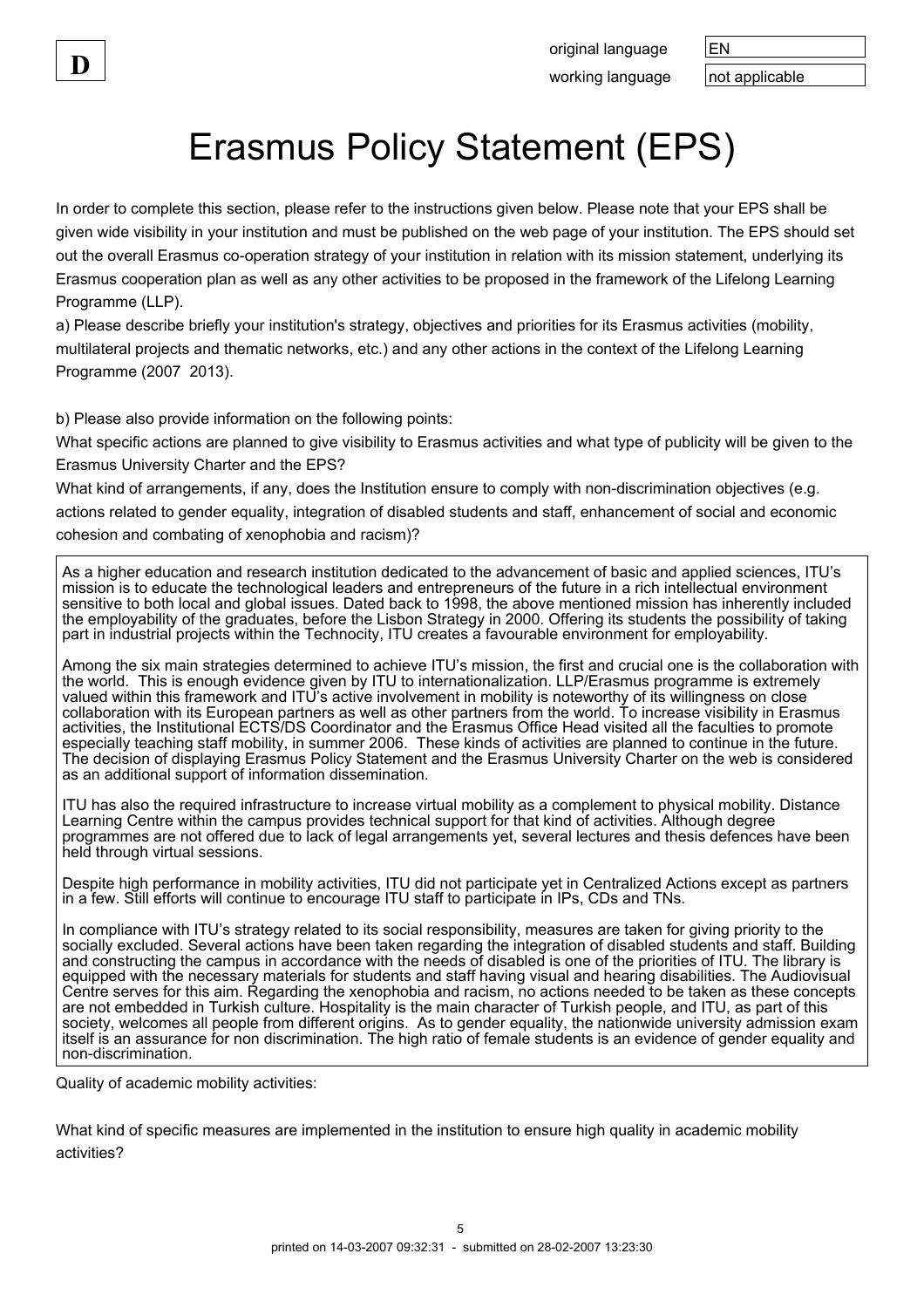**D**

original language: EN

working language: not applicable

# Erasmus Policy Statement (EPS)

In order to complete this section, please refer to the instructions given below. Please note that your EPS shall be given wide visibility in your institution and must be published on the web page of your institution. The EPS should set out the overall Erasmus co-operation strategy of your institution in relation with its mission statement, underlying its Erasmus cooperation plan as well as any other activities to be proposed in the framework of the Lifelong Learning Programme (LLP).

a) Please describe briefly your institution's strategy, objectives and priorities for its Erasmus activities (mobility, multilateral projects and thematic networks, etc.) and any other actions in the context of the Lifelong Learning Programme (2007 2013).

b) Please also provide information on the following points:

What specific actions are planned to give visibility to Erasmus activities and what type of publicity will be given to the Erasmus University Charter and the EPS?

What kind of arrangements, if any, does the Institution ensure to comply with non-discrimination objectives (e.g. actions related to gender equality, integration of disabled students and staff, enhancement of social and economic cohesion and combating of xenophobia and racism)?

As a higher education and research institution dedicated to the advancement of basic and applied sciences, ITU's mission is to educate the technological leaders and entrepreneurs of the future in a rich intellectual environment sensitive to both local and global issues. Dated back to 1998, the above mentioned mission has inherently included the employability of the graduates, before the Lisbon Strategy in 2000. Offering its students the possibility of taking part in industrial projects within the Technocity, ITU creates a favourable environment for employability.

Among the six main strategies determined to achieve ITU's mission, the first and crucial one is the collaboration with the world. This is enough evidence given by ITU to internationalization. LLP/Erasmus programme is extremely valued within this framework and ITU's active involvement in mobility is noteworthy of its willingness on close collaboration with its European partners as well as other partners from the world. To increase visibility in Erasmus activities, the Institutional ECTS/DS Coordinator and the Erasmus Office Head visited all the faculties to promote especially teaching staff mobility, in summer 2006. These kinds of activities are planned to continue in the future. The decision of displaying Erasmus Policy Statement and the Erasmus University Charter on the web is considered as an additional support of information dissemination.

ITU has also the required infrastructure to increase virtual mobility as a complement to physical mobility. Distance Learning Centre within the campus provides technical support for that kind of activities. Although degree programmes are not offered due to lack of legal arrangements yet, several lectures and thesis defences have been held through virtual sessions.

Despite high performance in mobility activities, ITU did not participate yet in Centralized Actions except as partners in a few. Still efforts will continue to encourage ITU staff to participate in IPs, CDs and TNs.

In compliance with ITU's strategy related to its social responsibility, measures are taken for giving priority to the socially excluded. Several actions have been taken regarding the integration of disabled students and staff. Building and constructing the campus in accordance with the needs of disabled is one of the priorities of ITU. The library is equipped with the necessary materials for students and staff having visual and hearing disabilities. The Audiovisual Centre serves for this aim. Regarding the xenophobia and racism, no actions needed to be taken as these concepts are not embedded in Turkish culture. Hospitality is the main character of Turkish people, and ITU, as part of this society, welcomes all people from different origins. As to gender equality, the nationwide university admission exam itself is an assurance for non discrimination. The high ratio of female students is an evidence of gender equality and non-discrimination.

Quality of academic mobility activities:

What kind of specific measures are implemented in the institution to ensure high quality in academic mobility activities?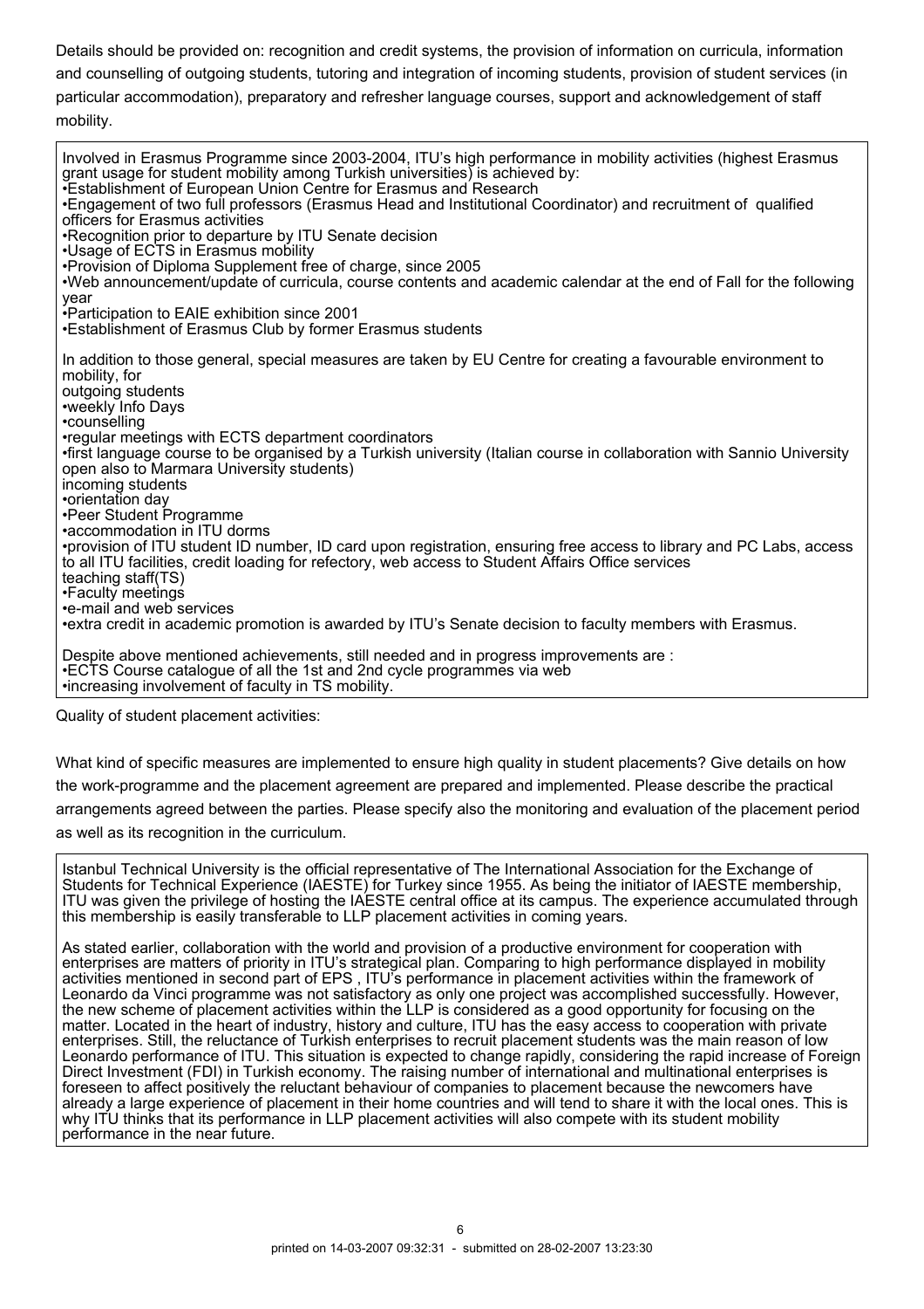Details should be provided on: recognition and credit systems, the provision of information on curricula, information and counselling of outgoing students, tutoring and integration of incoming students, provision of student services (in particular accommodation), preparatory and refresher language courses, support and acknowledgement of staff mobility.

Involved in Erasmus Programme since 2003-2004, ITU's high performance in mobility activities (highest Erasmus grant usage for student mobility among Turkish universities) is achieved by:
•Establishment of European Union Centre for Erasmus and Research
•Engagement of two full professors (Erasmus Head and Institutional Coordinator) and recruitment of qualified officers for Erasmus activities
•Recognition prior to departure by ITU Senate decision
•Usage of ECTS in Erasmus mobility
•Provision of Diploma Supplement free of charge, since 2005
•Web announcement/update of curricula, course contents and academic calendar at the end of Fall for the following year
•Participation to EAIE exhibition since 2001
•Establishment of Erasmus Club by former Erasmus students

In addition to those general, special measures are taken by EU Centre for creating a favourable environment to mobility, for
outgoing students
•weekly Info Days
•counselling
•regular meetings with ECTS department coordinators
•first language course to be organised by a Turkish university (Italian course in collaboration with Sannio University open also to Marmara University students)
incoming students
•orientation day
•Peer Student Programme
•accommodation in ITU dorms
•provision of ITU student ID number, ID card upon registration, ensuring free access to library and PC Labs, access to all ITU facilities, credit loading for refectory, web access to Student Affairs Office services
teaching staff(TS)
•Faculty meetings
•e-mail and web services
•extra credit in academic promotion is awarded by ITU's Senate decision to faculty members with Erasmus.

Despite above mentioned achievements, still needed and in progress improvements are :
•ECTS Course catalogue of all the 1st and 2nd cycle programmes via web
•increasing involvement of faculty in TS mobility.

Quality of student placement activities:

What kind of specific measures are implemented to ensure high quality in student placements? Give details on how the work-programme and the placement agreement are prepared and implemented. Please describe the practical arrangements agreed between the parties. Please specify also the monitoring and evaluation of the placement period as well as its recognition in the curriculum.

Istanbul Technical University is the official representative of The International Association for the Exchange of Students for Technical Experience (IAESTE) for Turkey since 1955. As being the initiator of IAESTE membership, ITU was given the privilege of hosting the IAESTE central office at its campus. The experience accumulated through this membership is easily transferable to LLP placement activities in coming years.

As stated earlier, collaboration with the world and provision of a productive environment for cooperation with enterprises are matters of priority in ITU's strategical plan. Comparing to high performance displayed in mobility activities mentioned in second part of EPS , ITU's performance in placement activities within the framework of Leonardo da Vinci programme was not satisfactory as only one project was accomplished successfully. However, the new scheme of placement activities within the LLP is considered as a good opportunity for focusing on the matter. Located in the heart of industry, history and culture, ITU has the easy access to cooperation with private enterprises. Still, the reluctance of Turkish enterprises to recruit placement students was the main reason of low Leonardo performance of ITU. This situation is expected to change rapidly, considering the rapid increase of Foreign Direct Investment (FDI) in Turkish economy. The raising number of international and multinational enterprises is foreseen to affect positively the reluctant behaviour of companies to placement because the newcomers have already a large experience of placement in their home countries and will tend to share it with the local ones. This is why ITU thinks that its performance in LLP placement activities will also compete with its student mobility performance in the near future.